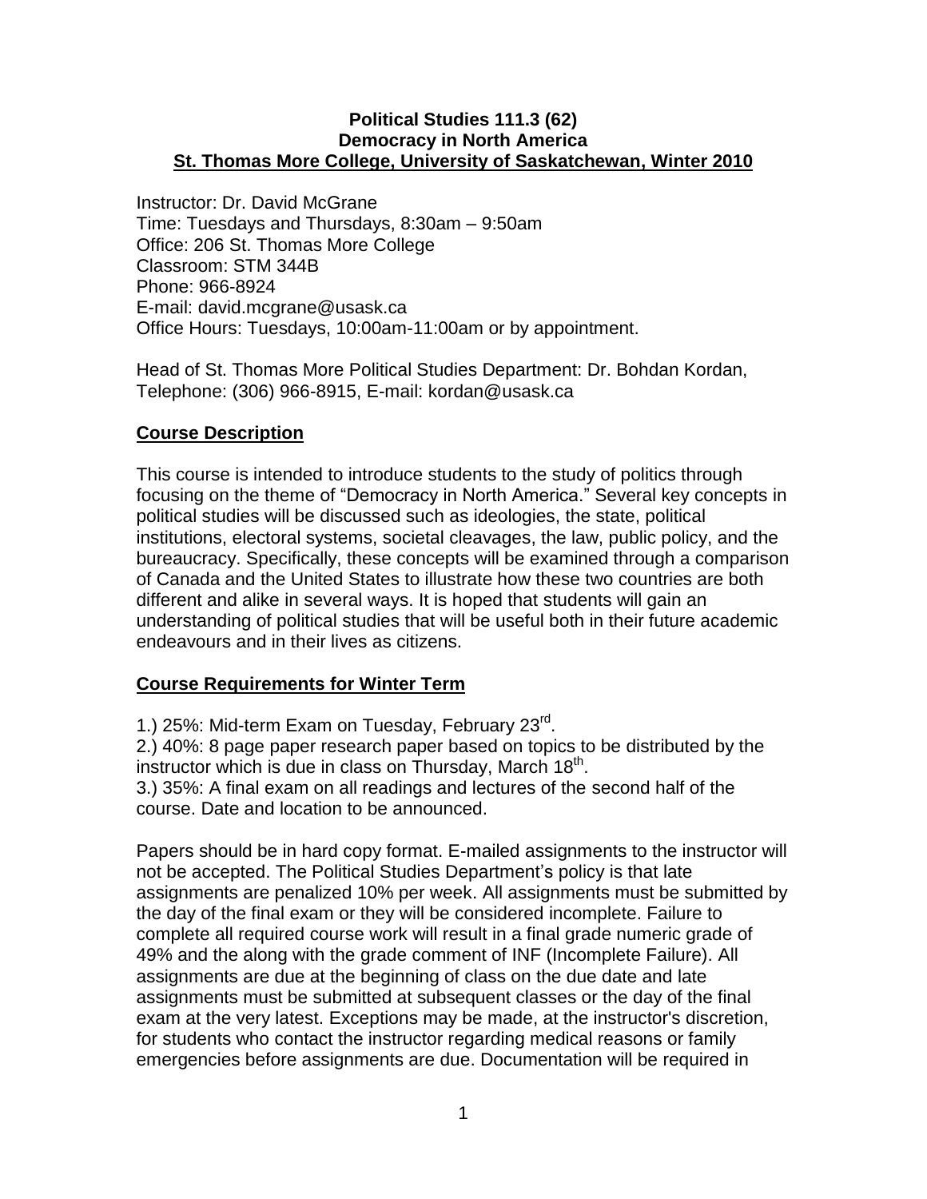**Political Studies 111.3 (62)**
**Democracy in North America**
**St. Thomas More College, University of Saskatchewan, Winter 2010**

Instructor: Dr. David McGrane
Time: Tuesdays and Thursdays, 8:30am – 9:50am
Office: 206 St. Thomas More College
Classroom: STM 344B
Phone: 966-8924
E-mail: david.mcgrane@usask.ca
Office Hours: Tuesdays, 10:00am-11:00am or by appointment.

Head of St. Thomas More Political Studies Department: Dr. Bohdan Kordan, Telephone: (306) 966-8915, E-mail: kordan@usask.ca

## Course Description

This course is intended to introduce students to the study of politics through focusing on the theme of "Democracy in North America." Several key concepts in political studies will be discussed such as ideologies, the state, political institutions, electoral systems, societal cleavages, the law, public policy, and the bureaucracy. Specifically, these concepts will be examined through a comparison of Canada and the United States to illustrate how these two countries are both different and alike in several ways. It is hoped that students will gain an understanding of political studies that will be useful both in their future academic endeavours and in their lives as citizens.

## Course Requirements for Winter Term

1.) 25%: Mid-term Exam on Tuesday, February 23rd.
2.) 40%: 8 page paper research paper based on topics to be distributed by the instructor which is due in class on Thursday, March 18th.
3.) 35%: A final exam on all readings and lectures of the second half of the course. Date and location to be announced.

Papers should be in hard copy format. E-mailed assignments to the instructor will not be accepted. The Political Studies Department's policy is that late assignments are penalized 10% per week. All assignments must be submitted by the day of the final exam or they will be considered incomplete. Failure to complete all required course work will result in a final grade numeric grade of 49% and the along with the grade comment of INF (Incomplete Failure). All assignments are due at the beginning of class on the due date and late assignments must be submitted at subsequent classes or the day of the final exam at the very latest. Exceptions may be made, at the instructor's discretion, for students who contact the instructor regarding medical reasons or family emergencies before assignments are due. Documentation will be required in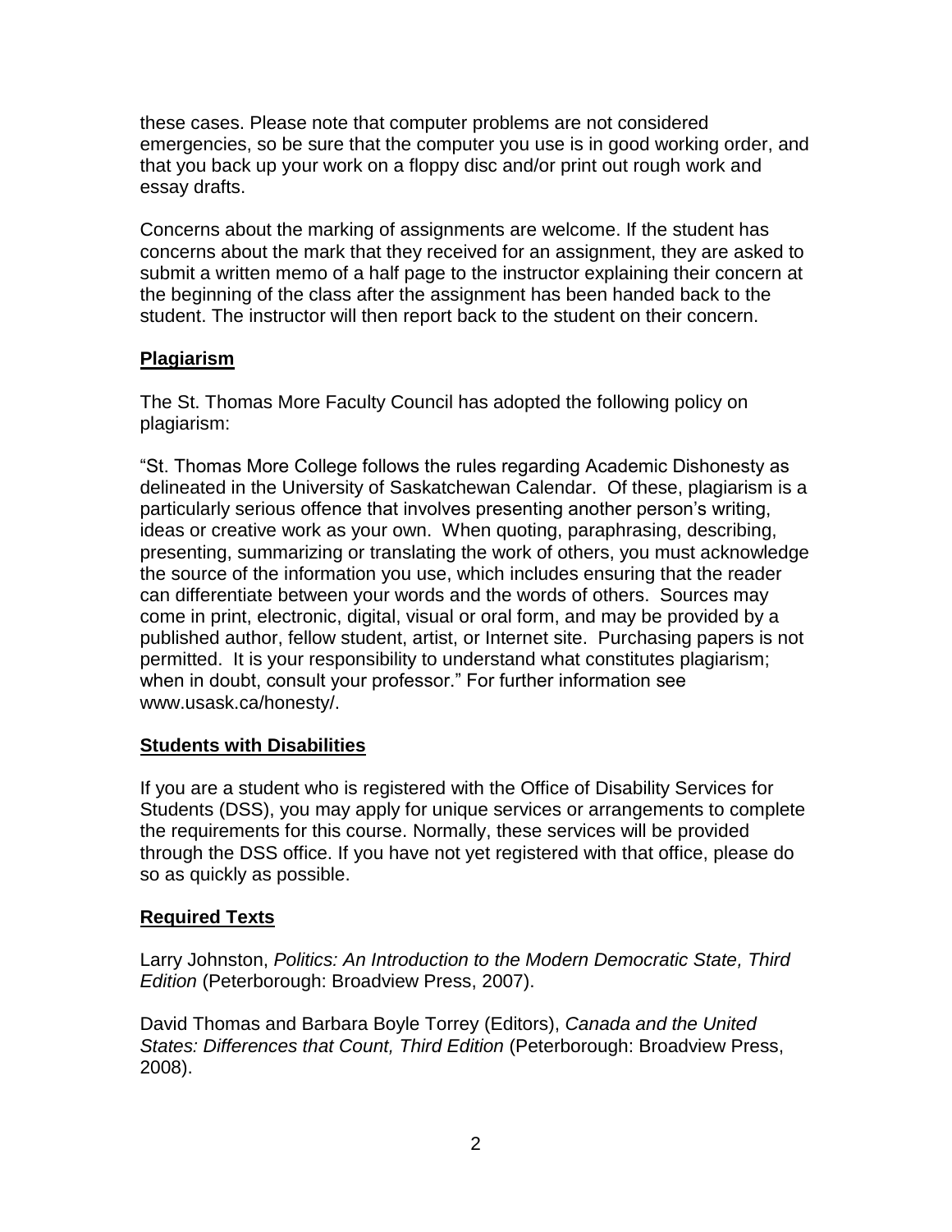these cases. Please note that computer problems are not considered emergencies, so be sure that the computer you use is in good working order, and that you back up your work on a floppy disc and/or print out rough work and essay drafts.

Concerns about the marking of assignments are welcome. If the student has concerns about the mark that they received for an assignment, they are asked to submit a written memo of a half page to the instructor explaining their concern at the beginning of the class after the assignment has been handed back to the student. The instructor will then report back to the student on their concern.

## Plagiarism

The St. Thomas More Faculty Council has adopted the following policy on plagiarism:

"St. Thomas More College follows the rules regarding Academic Dishonesty as delineated in the University of Saskatchewan Calendar. Of these, plagiarism is a particularly serious offence that involves presenting another person's writing, ideas or creative work as your own. When quoting, paraphrasing, describing, presenting, summarizing or translating the work of others, you must acknowledge the source of the information you use, which includes ensuring that the reader can differentiate between your words and the words of others. Sources may come in print, electronic, digital, visual or oral form, and may be provided by a published author, fellow student, artist, or Internet site. Purchasing papers is not permitted. It is your responsibility to understand what constitutes plagiarism; when in doubt, consult your professor." For further information see www.usask.ca/honesty/.

## Students with Disabilities

If you are a student who is registered with the Office of Disability Services for Students (DSS), you may apply for unique services or arrangements to complete the requirements for this course. Normally, these services will be provided through the DSS office. If you have not yet registered with that office, please do so as quickly as possible.

## Required Texts

Larry Johnston, *Politics: An Introduction to the Modern Democratic State, Third Edition* (Peterborough: Broadview Press, 2007).

David Thomas and Barbara Boyle Torrey (Editors), *Canada and the United States: Differences that Count, Third Edition* (Peterborough: Broadview Press, 2008).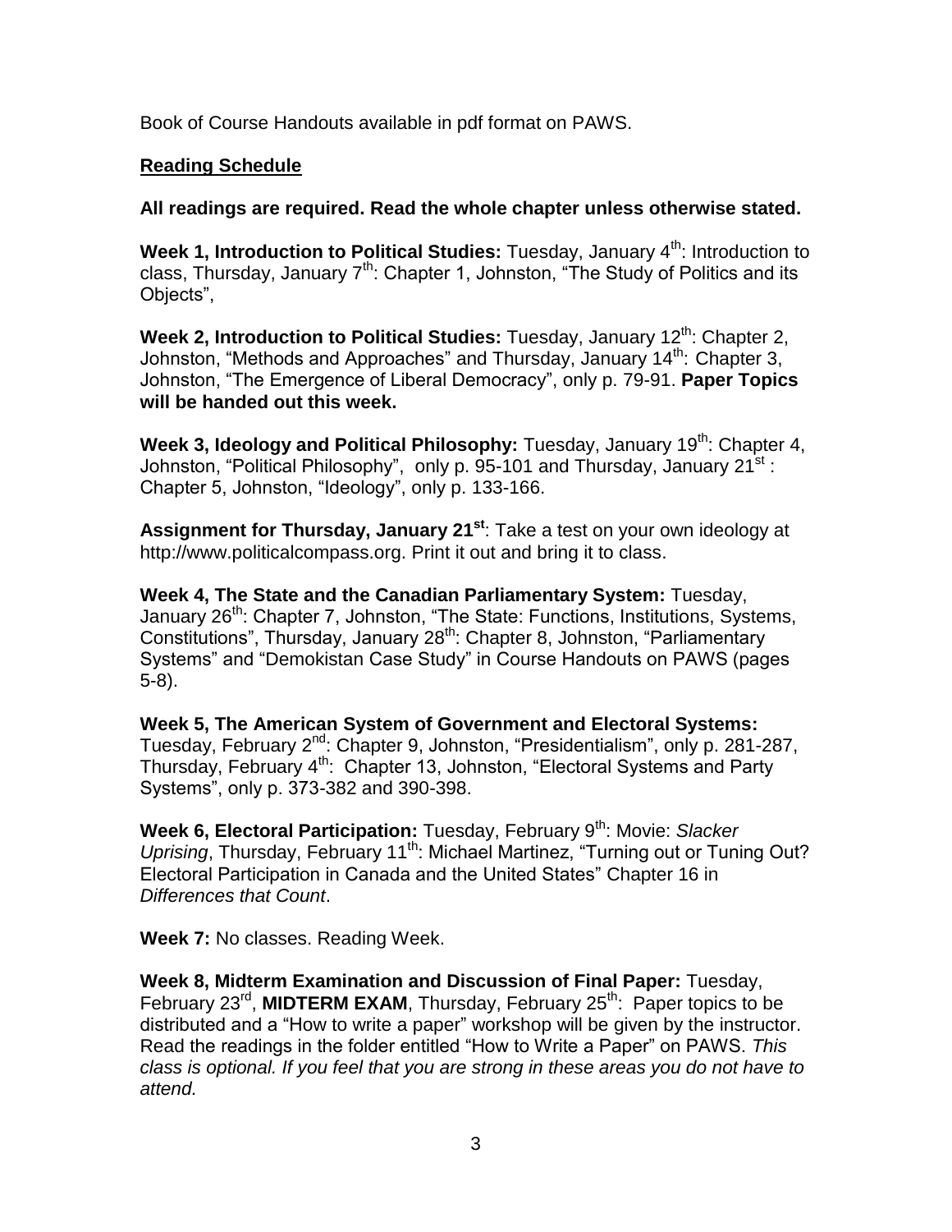Book of Course Handouts available in pdf format on PAWS.

**Reading Schedule**

**All readings are required. Read the whole chapter unless otherwise stated.**

**Week 1, Introduction to Political Studies:** Tuesday, January 4th: Introduction to class, Thursday, January 7th: Chapter 1, Johnston, "The Study of Politics and its Objects",

**Week 2, Introduction to Political Studies:** Tuesday, January 12th: Chapter 2, Johnston, "Methods and Approaches" and Thursday, January 14th: Chapter 3, Johnston, "The Emergence of Liberal Democracy", only p. 79-91. **Paper Topics will be handed out this week.**

**Week 3, Ideology and Political Philosophy:** Tuesday, January 19th: Chapter 4, Johnston, "Political Philosophy", only p. 95-101 and Thursday, January 21st : Chapter 5, Johnston, "Ideology", only p. 133-166.

**Assignment for Thursday, January 21st**: Take a test on your own ideology at http://www.politicalcompass.org. Print it out and bring it to class.

**Week 4, The State and the Canadian Parliamentary System:** Tuesday, January 26th: Chapter 7, Johnston, "The State: Functions, Institutions, Systems, Constitutions", Thursday, January 28th: Chapter 8, Johnston, "Parliamentary Systems" and "Demokistan Case Study" in Course Handouts on PAWS (pages 5-8).

**Week 5, The American System of Government and Electoral Systems:** Tuesday, February 2nd: Chapter 9, Johnston, "Presidentialism", only p. 281-287, Thursday, February 4th: Chapter 13, Johnston, "Electoral Systems and Party Systems", only p. 373-382 and 390-398.

**Week 6, Electoral Participation:** Tuesday, February 9th: Movie: *Slacker Uprising*, Thursday, February 11th: Michael Martinez, "Turning out or Tuning Out? Electoral Participation in Canada and the United States" Chapter 16 in *Differences that Count*.

**Week 7:** No classes. Reading Week.

**Week 8, Midterm Examination and Discussion of Final Paper:** Tuesday, February 23rd, **MIDTERM EXAM**, Thursday, February 25th: Paper topics to be distributed and a "How to write a paper" workshop will be given by the instructor. Read the readings in the folder entitled "How to Write a Paper" on PAWS. *This class is optional. If you feel that you are strong in these areas you do not have to attend.*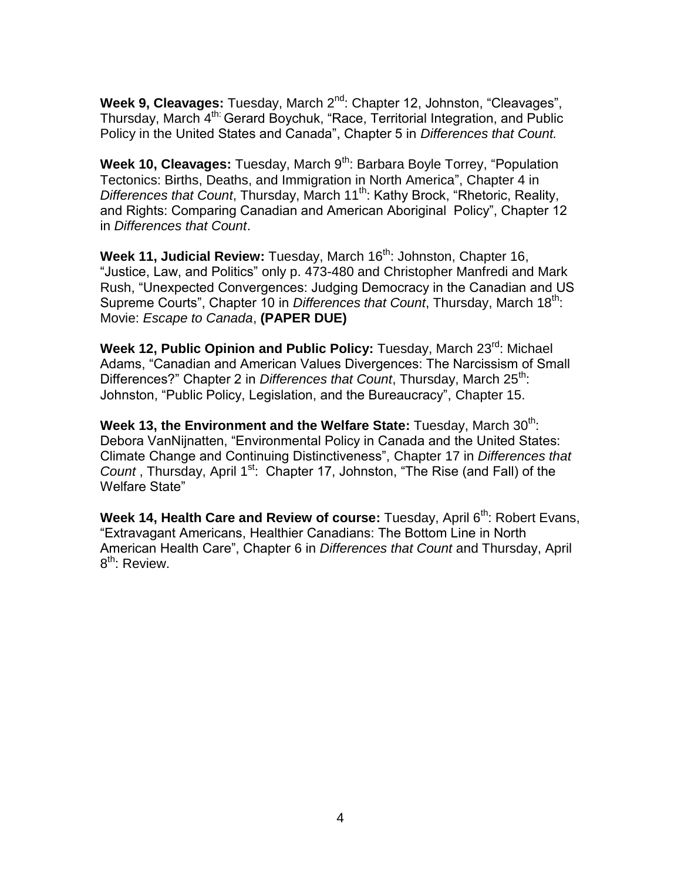**Week 9, Cleavages:** Tuesday, March 2nd: Chapter 12, Johnston, "Cleavages", Thursday, March 4th: Gerard Boychuk, "Race, Territorial Integration, and Public Policy in the United States and Canada", Chapter 5 in *Differences that Count.*

**Week 10, Cleavages:** Tuesday, March 9th: Barbara Boyle Torrey, "Population Tectonics: Births, Deaths, and Immigration in North America", Chapter 4 in *Differences that Count*, Thursday, March 11th: Kathy Brock, "Rhetoric, Reality, and Rights: Comparing Canadian and American Aboriginal Policy", Chapter 12 in *Differences that Count*.

**Week 11, Judicial Review:** Tuesday, March 16th: Johnston, Chapter 16, "Justice, Law, and Politics" only p. 473-480 and Christopher Manfredi and Mark Rush, "Unexpected Convergences: Judging Democracy in the Canadian and US Supreme Courts", Chapter 10 in *Differences that Count*, Thursday, March 18th: Movie: *Escape to Canada*, **(PAPER DUE)**

**Week 12, Public Opinion and Public Policy:** Tuesday, March 23rd: Michael Adams, "Canadian and American Values Divergences: The Narcissism of Small Differences?" Chapter 2 in *Differences that Count*, Thursday, March 25th: Johnston, "Public Policy, Legislation, and the Bureaucracy", Chapter 15.

**Week 13, the Environment and the Welfare State:** Tuesday, March 30th: Debora VanNijnatten, "Environmental Policy in Canada and the United States: Climate Change and Continuing Distinctiveness", Chapter 17 in *Differences that Count* , Thursday, April 1st: Chapter 17, Johnston, "The Rise (and Fall) of the Welfare State"

**Week 14, Health Care and Review of course:** Tuesday, April 6th: Robert Evans, "Extravagant Americans, Healthier Canadians: The Bottom Line in North American Health Care", Chapter 6 in *Differences that Count* and Thursday, April 8th: Review.